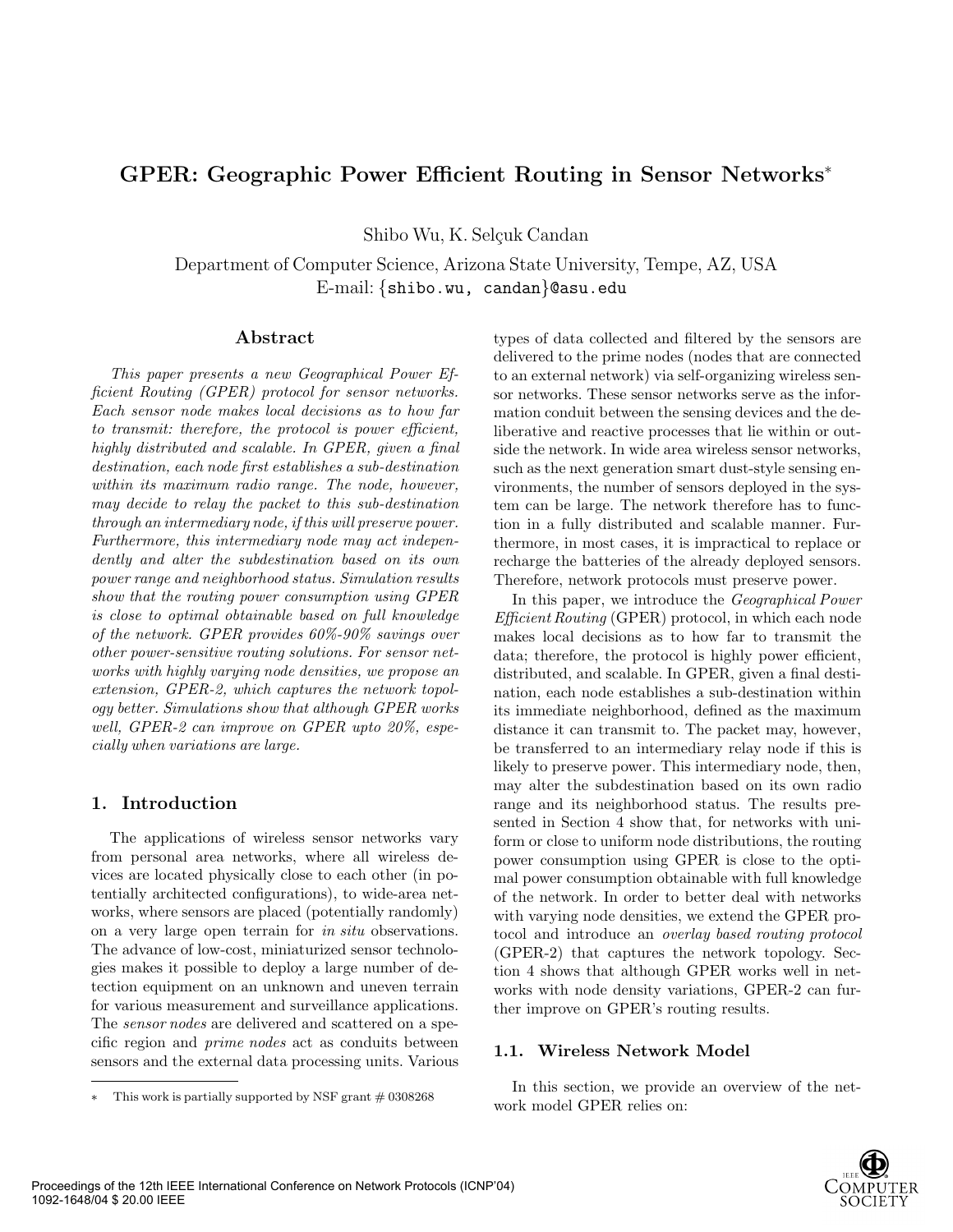# GPER: Geographic Power Efficient Routing in Sensor Networks*

Shibo Wu, K. Selçuk Candan

Department of Computer Science, Arizona State University, Tempe, AZ, USA
E-mail: {shibo.wu, candan}@asu.edu

## Abstract

*This paper presents a new Geographical Power Efficient Routing (GPER) protocol for sensor networks. Each sensor node makes local decisions as to how far to transmit: therefore, the protocol is power efficient, highly distributed and scalable. In GPER, given a final destination, each node first establishes a sub-destination within its maximum radio range. The node, however, may decide to relay the packet to this sub-destination through an intermediary node, if this will preserve power. Furthermore, this intermediary node may act independently and alter the subdestination based on its own power range and neighborhood status. Simulation results show that the routing power consumption using GPER is close to optimal obtainable based on full knowledge of the network. GPER provides 60%-90% savings over other power-sensitive routing solutions. For sensor networks with highly varying node densities, we propose an extension, GPER-2, which captures the network topology better. Simulations show that although GPER works well, GPER-2 can improve on GPER upto 20%, especially when variations are large.*

## 1. Introduction

The applications of wireless sensor networks vary from personal area networks, where all wireless devices are located physically close to each other (in potentially architected configurations), to wide-area networks, where sensors are placed (potentially randomly) on a very large open terrain for *in situ* observations. The advance of low-cost, miniaturized sensor technologies makes it possible to deploy a large number of detection equipment on an unknown and uneven terrain for various measurement and surveillance applications. The *sensor nodes* are delivered and scattered on a specific region and *prime nodes* act as conduits between sensors and the external data processing units. Various types of data collected and filtered by the sensors are delivered to the prime nodes (nodes that are connected to an external network) via self-organizing wireless sensor networks. These sensor networks serve as the information conduit between the sensing devices and the deliberative and reactive processes that lie within or outside the network. In wide area wireless sensor networks, such as the next generation smart dust-style sensing environments, the number of sensors deployed in the system can be large. The network therefore has to function in a fully distributed and scalable manner. Furthermore, in most cases, it is impractical to replace or recharge the batteries of the already deployed sensors. Therefore, network protocols must preserve power.

In this paper, we introduce the *Geographical Power Efficient Routing* (GPER) protocol, in which each node makes local decisions as to how far to transmit the data; therefore, the protocol is highly power efficient, distributed, and scalable. In GPER, given a final destination, each node establishes a sub-destination within its immediate neighborhood, defined as the maximum distance it can transmit to. The packet may, however, be transferred to an intermediary relay node if this is likely to preserve power. This intermediary node, then, may alter the subdestination based on its own radio range and its neighborhood status. The results presented in Section 4 show that, for networks with uniform or close to uniform node distributions, the routing power consumption using GPER is close to the optimal power consumption obtainable with full knowledge of the network. In order to better deal with networks with varying node densities, we extend the GPER protocol and introduce an *overlay based routing protocol* (GPER-2) that captures the network topology. Section 4 shows that although GPER works well in networks with node density variations, GPER-2 can further improve on GPER's routing results.

### 1.1. Wireless Network Model

In this section, we provide an overview of the network model GPER relies on:

* This work is partially supported by NSF grant # 0308268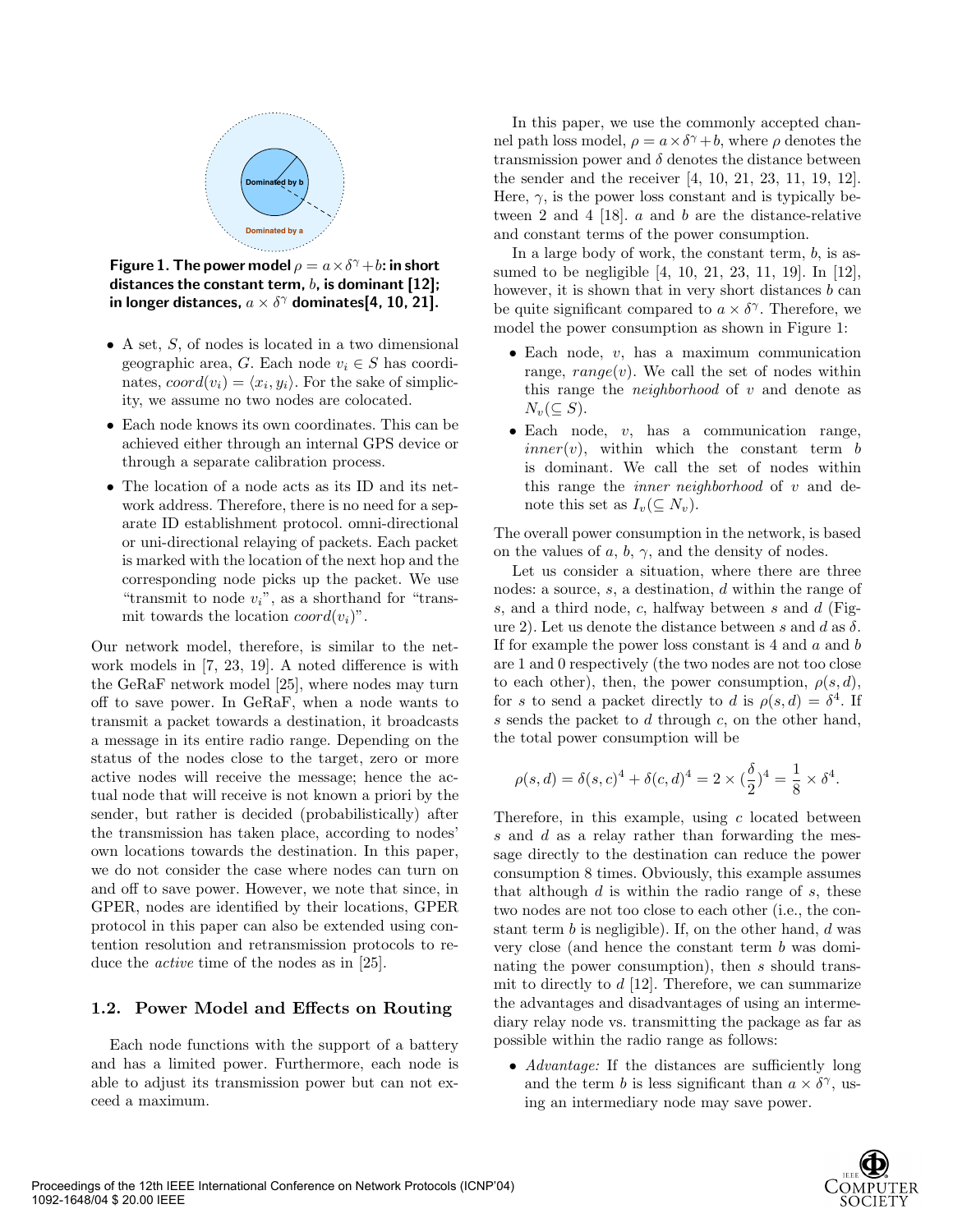Dominated by b

Dominated by a

**Figure 1. The power model $\rho = a \times \delta^{\gamma} + b$: in short distances the constant term, $b$, is dominant [12]; in longer distances, $a \times \delta^{\gamma}$ dominates[4, 10, 21].**

- A set, $S$, of nodes is located in a two dimensional geographic area, $G$. Each node $v_i \in S$ has coordinates, $coord(v_i) = \langle x_i, y_i \rangle$. For the sake of simplicity, we assume no two nodes are colocated.
- Each node knows its own coordinates. This can be achieved either through an internal GPS device or through a separate calibration process.
- The location of a node acts as its ID and its network address. Therefore, there is no need for a separate ID establishment protocol. omni-directional or uni-directional relaying of packets. Each packet is marked with the location of the next hop and the corresponding node picks up the packet. We use "transmit to node $v_i$", as a shorthand for "transmit towards the location $coord(v_i)$".

Our network model, therefore, is similar to the network models in [7, 23, 19]. A noted difference is with the GeRaF network model [25], where nodes may turn off to save power. In GeRaF, when a node wants to transmit a packet towards a destination, it broadcasts a message in its entire radio range. Depending on the status of the nodes close to the target, zero or more active nodes will receive the message; hence the actual node that will receive is not known a priori by the sender, but rather is decided (probabilistically) after the transmission has taken place, according to nodes' own locations towards the destination. In this paper, we do not consider the case where nodes can turn on and off to save power. However, we note that since, in GPER, nodes are identified by their locations, GPER protocol in this paper can also be extended using contention resolution and retransmission protocols to reduce the *active* time of the nodes as in [25].

## 1.2. Power Model and Effects on Routing

Each node functions with the support of a battery and has a limited power. Furthermore, each node is able to adjust its transmission power but can not exceed a maximum.

In this paper, we use the commonly accepted channel path loss model, $\rho = a \times \delta^{\gamma} + b$, where $\rho$ denotes the transmission power and $\delta$ denotes the distance between the sender and the receiver [4, 10, 21, 23, 11, 19, 12]. Here, $\gamma$, is the power loss constant and is typically between 2 and 4 [18]. $a$ and $b$ are the distance-relative and constant terms of the power consumption.

In a large body of work, the constant term, $b$, is assumed to be negligible [4, 10, 21, 23, 11, 19]. In [12], however, it is shown that in very short distances $b$ can be quite significant compared to $a \times \delta^{\gamma}$. Therefore, we model the power consumption as shown in Figure 1:

- Each node, $v$, has a maximum communication range, $range(v)$. We call the set of nodes within this range the *neighborhood* of $v$ and denote as $N_v (\subseteq S)$.
- Each node, $v$, has a communication range, $inner(v)$, within which the constant term $b$ is dominant. We call the set of nodes within this range the *inner neighborhood* of $v$ and denote this set as $I_v (\subseteq N_v)$.

The overall power consumption in the network, is based on the values of $a$, $b$, $\gamma$, and the density of nodes.

Let us consider a situation, where there are three nodes: a source, $s$, a destination, $d$ within the range of $s$, and a third node, $c$, halfway between $s$ and $d$ (Figure 2). Let us denote the distance between $s$ and $d$ as $\delta$. If for example the power loss constant is 4 and $a$ and $b$ are 1 and 0 respectively (the two nodes are not too close to each other), then, the power consumption, $\rho(s, d)$, for $s$ to send a packet directly to $d$ is $\rho(s, d) = \delta^4$. If $s$ sends the packet to $d$ through $c$, on the other hand, the total power consumption will be

$$\rho(s, d) = \delta(s, c)^4 + \delta(c, d)^4 = 2 \times (\frac{\delta}{2})^4 = \frac{1}{8} \times \delta^4.$$

Therefore, in this example, using $c$ located between $s$ and $d$ as a relay rather than forwarding the message directly to the destination can reduce the power consumption 8 times. Obviously, this example assumes that although $d$ is within the radio range of $s$, these two nodes are not too close to each other (i.e., the constant term $b$ is negligible). If, on the other hand, $d$ was very close (and hence the constant term $b$ was dominating the power consumption), then $s$ should transmit to directly to $d$ [12]. Therefore, we can summarize the advantages and disadvantages of using an intermediary relay node vs. transmitting the package as far as possible within the radio range as follows:

- *Advantage:* If the distances are sufficiently long and the term $b$ is less significant than $a \times \delta^{\gamma}$, using an intermediary node may save power.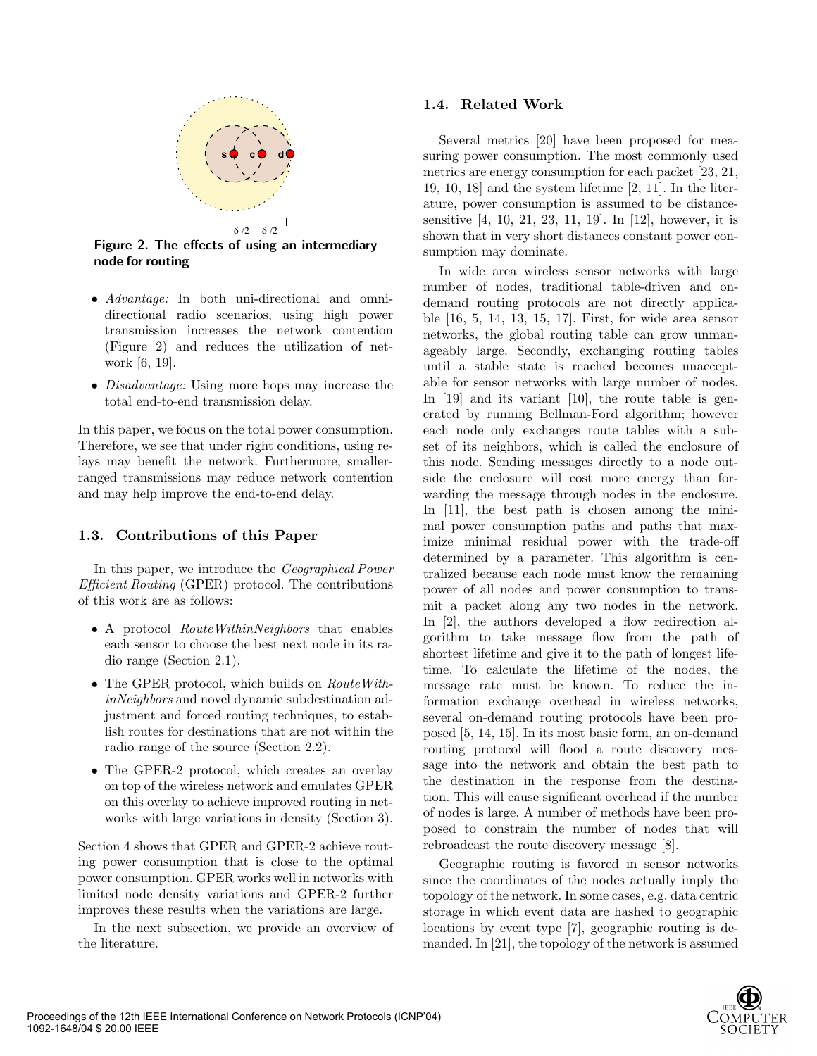Figure 2. The effects of using an intermediary node for routing

- *Advantage:* In both uni-directional and omni-directional radio scenarios, using high power transmission increases the network contention (Figure 2) and reduces the utilization of network [6, 19].
- *Disadvantage:* Using more hops may increase the total end-to-end transmission delay.

In this paper, we focus on the total power consumption. Therefore, we see that under right conditions, using relays may benefit the network. Furthermore, smaller-ranged transmissions may reduce network contention and may help improve the end-to-end delay.

### 1.3. Contributions of this Paper

In this paper, we introduce the *Geographical Power Efficient Routing* (GPER) protocol. The contributions of this work are as follows:

- A protocol *RouteWithinNeighbors* that enables each sensor to choose the best next node in its radio range (Section 2.1).
- The GPER protocol, which builds on *RouteWithinNeighbors* and novel dynamic subdestination adjustment and forced routing techniques, to establish routes for destinations that are not within the radio range of the source (Section 2.2).
- The GPER-2 protocol, which creates an overlay on top of the wireless network and emulates GPER on this overlay to achieve improved routing in networks with large variations in density (Section 3).

Section 4 shows that GPER and GPER-2 achieve routing power consumption that is close to the optimal power consumption. GPER works well in networks with limited node density variations and GPER-2 further improves these results when the variations are large.

In the next subsection, we provide an overview of the literature.

### 1.4. Related Work

Several metrics [20] have been proposed for measuring power consumption. The most commonly used metrics are energy consumption for each packet [23, 21, 19, 10, 18] and the system lifetime [2, 11]. In the literature, power consumption is assumed to be distance-sensitive [4, 10, 21, 23, 11, 19]. In [12], however, it is shown that in very short distances constant power consumption may dominate.

In wide area wireless sensor networks with large number of nodes, traditional table-driven and on-demand routing protocols are not directly applicable [16, 5, 14, 13, 15, 17]. First, for wide area sensor networks, the global routing table can grow unmanageably large. Secondly, exchanging routing tables until a stable state is reached becomes unacceptable for sensor networks with large number of nodes. In [19] and its variant [10], the route table is generated by running Bellman-Ford algorithm; however each node only exchanges route tables with a subset of its neighbors, which is called the enclosure of this node. Sending messages directly to a node outside the enclosure will cost more energy than forwarding the message through nodes in the enclosure. In [11], the best path is chosen among the minimal power consumption paths and paths that maximize minimal residual power with the trade-off determined by a parameter. This algorithm is centralized because each node must know the remaining power of all nodes and power consumption to transmit a packet along any two nodes in the network. In [2], the authors developed a flow redirection algorithm to take message flow from the path of shortest lifetime and give it to the path of longest lifetime. To calculate the lifetime of the nodes, the message rate must be known. To reduce the information exchange overhead in wireless networks, several on-demand routing protocols have been proposed [5, 14, 15]. In its most basic form, an on-demand routing protocol will flood a route discovery message into the network and obtain the best path to the destination in the response from the destination. This will cause significant overhead if the number of nodes is large. A number of methods have been proposed to constrain the number of nodes that will rebroadcast the route discovery message [8].

Geographic routing is favored in sensor networks since the coordinates of the nodes actually imply the topology of the network. In some cases, e.g. data centric storage in which event data are hashed to geographic locations by event type [7], geographic routing is demanded. In [21], the topology of the network is assumed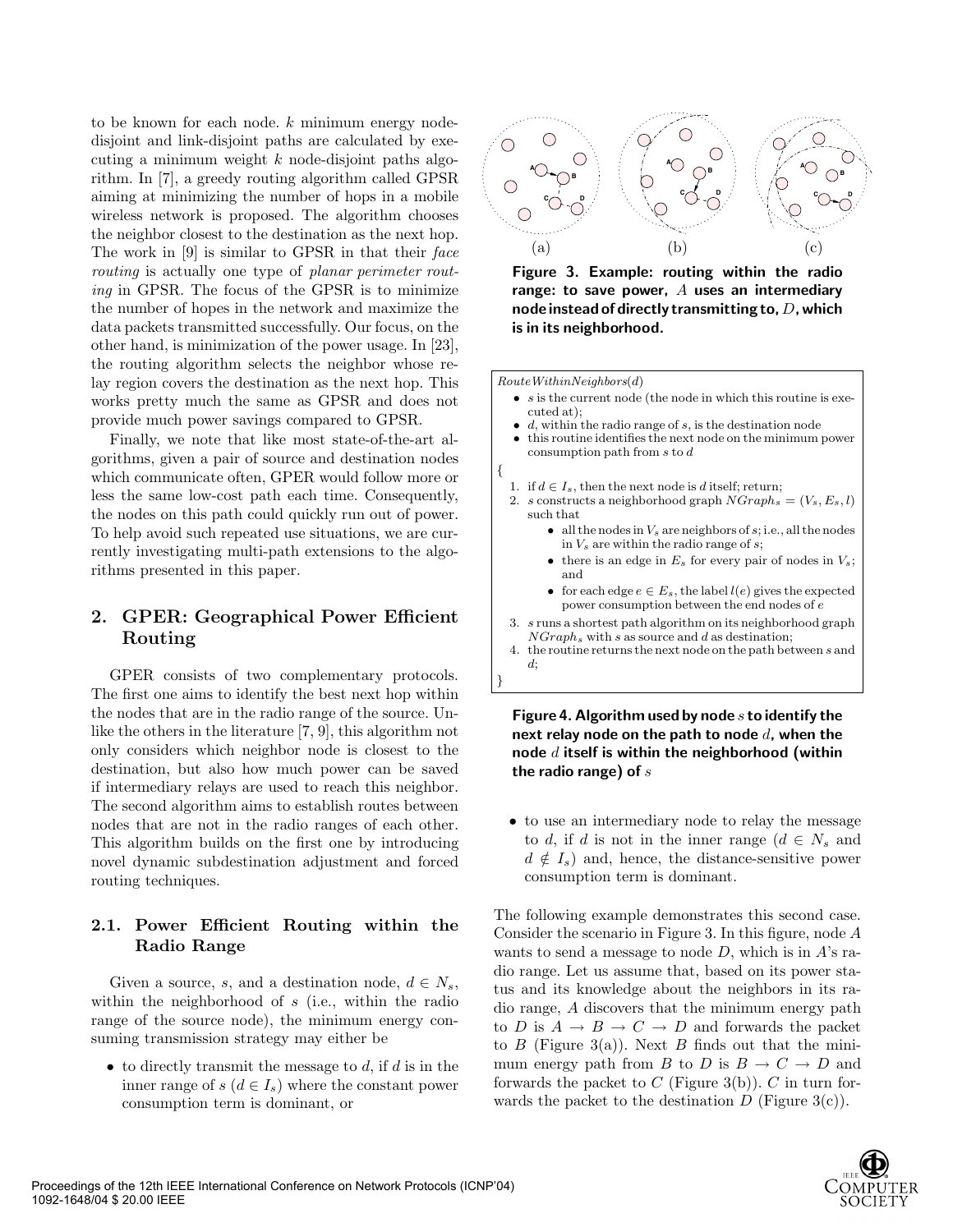to be known for each node. $k$ minimum energy node-disjoint and link-disjoint paths are calculated by executing a minimum weight $k$ node-disjoint paths algorithm. In [7], a greedy routing algorithm called GPSR aiming at minimizing the number of hops in a mobile wireless network is proposed. The algorithm chooses the neighbor closest to the destination as the next hop. The work in [9] is similar to GPSR in that their *face routing* is actually one type of *planar perimeter routing* in GPSR. The focus of the GPSR is to minimize the number of hopes in the network and maximize the data packets transmitted successfully. Our focus, on the other hand, is minimization of the power usage. In [23], the routing algorithm selects the neighbor whose relay region covers the destination as the next hop. This works pretty much the same as GPSR and does not provide much power savings compared to GPSR.

Finally, we note that like most state-of-the-art algorithms, given a pair of source and destination nodes which communicate often, GPER would follow more or less the same low-cost path each time. Consequently, the nodes on this path could quickly run out of power. To help avoid such repeated use situations, we are currently investigating multi-path extensions to the algorithms presented in this paper.

## 2. GPER: Geographical Power Efficient Routing

GPER consists of two complementary protocols. The first one aims to identify the best next hop within the nodes that are in the radio range of the source. Unlike the others in the literature [7, 9], this algorithm not only considers which neighbor node is closest to the destination, but also how much power can be saved if intermediary relays are used to reach this neighbor. The second algorithm aims to establish routes between nodes that are not in the radio ranges of each other. This algorithm builds on the first one by introducing novel dynamic subdestination adjustment and forced routing techniques.

### 2.1. Power Efficient Routing within the Radio Range

Given a source, $s$, and a destination node, $d \in N_s$, within the neighborhood of $s$ (i.e., within the radio range of the source node), the minimum energy consuming transmission strategy may either be

- to directly transmit the message to $d$, if $d$ is in the inner range of $s$ ($d \in I_s$) where the constant power consumption term is dominant, or
- to use an intermediary node to relay the message to $d$, if $d$ is not in the inner range ($d \in N_s$ and $d \notin I_s$) and, hence, the distance-sensitive power consumption term is dominant.

The following example demonstrates this second case. Consider the scenario in Figure 3. In this figure, node $A$ wants to send a message to node $D$, which is in $A$'s radio range. Let us assume that, based on its power status and its knowledge about the neighbors in its radio range, $A$ discovers that the minimum energy path to $D$ is $A \rightarrow B \rightarrow C \rightarrow D$ and forwards the packet to $B$ (Figure 3(a)). Next $B$ finds out that the minimum energy path from $B$ to $D$ is $B \rightarrow C \rightarrow D$ and forwards the packet to $C$ (Figure 3(b)). $C$ in turn forwards the packet to the destination $D$ (Figure 3(c)).

**Figure 3. Example: routing within the radio range: to save power, $A$ uses an intermediary node instead of directly transmitting to, $D$, which is in its neighborhood.**

*RouteWithinNeighbors*($d$)

- $s$ is the current node (the node in which this routine is executed at);
- $d$, within the radio range of $s$, is the destination node
- this routine identifies the next node on the minimum power consumption path from $s$ to $d$

{

1. if $d \in I_s$, then the next node is $d$ itself; return;
2. $s$ constructs a neighborhood graph $NGraph_s = (V_s, E_s, l)$ such that
   - all the nodes in $V_s$ are neighbors of $s$; i.e., all the nodes in $V_s$ are within the radio range of $s$;
   - there is an edge in $E_s$ for every pair of nodes in $V_s$; and
   - for each edge $e \in E_s$, the label $l(e)$ gives the expected power consumption between the end nodes of $e$
3. $s$ runs a shortest path algorithm on its neighborhood graph $NGraph_s$ with $s$ as source and $d$ as destination;
4. the routine returns the next node on the path between $s$ and $d$;

}

**Figure 4. Algorithm used by node $s$ to identify the next relay node on the path to node $d$, when the node $d$ itself is within the neighborhood (within the radio range) of $s$**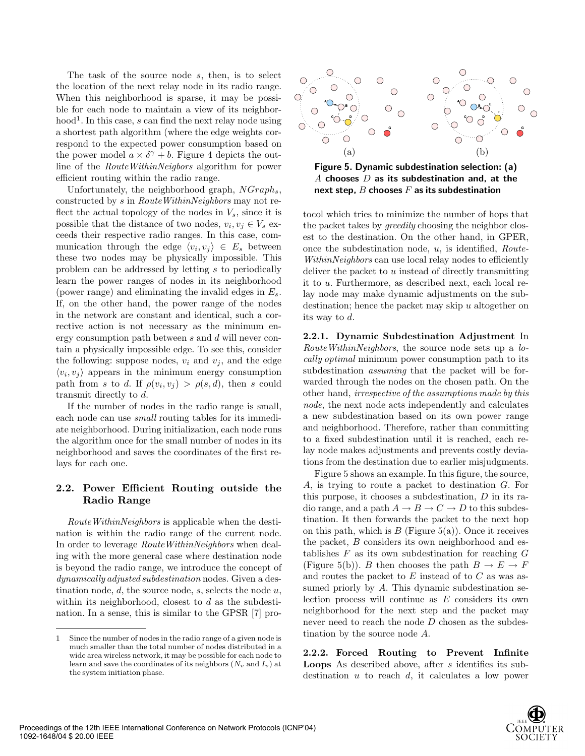The task of the source node $s$, then, is to select the location of the next relay node in its radio range. When this neighborhood is sparse, it may be possible for each node to maintain a view of its neighborhood[1]. In this case, $s$ can find the next relay node using a shortest path algorithm (where the edge weights correspond to the expected power consumption based on the power model $a \times \delta^{\gamma} + b$. Figure 4 depicts the outline of the *RouteWithinNeigbors* algorithm for power efficient routing within the radio range.

Unfortunately, the neighborhood graph, $NGraph_s$, constructed by $s$ in *RouteWithinNeighbors* may not reflect the actual topology of the nodes in $V_s$, since it is possible that the distance of two nodes, $v_i, v_j \in V_s$ exceeds their respective radio ranges. In this case, communication through the edge $\langle v_i, v_j \rangle \in E_s$ between these two nodes may be physically impossible. This problem can be addressed by letting $s$ to periodically learn the power ranges of nodes in its neighborhood (power range) and eliminating the invalid edges in $E_s$. If, on the other hand, the power range of the nodes in the network are constant and identical, such a corrective action is not necessary as the minimum energy consumption path between $s$ and $d$ will never contain a physically impossible edge. To see this, consider the following: suppose nodes, $v_i$ and $v_j$, and the edge $\langle v_i, v_j \rangle$ appears in the minimum energy consumption path from $s$ to $d$. If $\rho(v_i, v_j) > \rho(s, d)$, then $s$ could transmit directly to $d$.

If the number of nodes in the radio range is small, each node can use *small* routing tables for its immediate neighborhood. During initialization, each node runs the algorithm once for the small number of nodes in its neighborhood and saves the coordinates of the first relays for each one.

### 2.2. Power Efficient Routing outside the Radio Range

*RouteWithinNeighbors* is applicable when the destination is within the radio range of the current node. In order to leverage *RouteWithinNeighbors* when dealing with the more general case where destination node is beyond the radio range, we introduce the concept of *dynamically adjusted subdestination* nodes. Given a destination node, $d$, the source node, $s$, selects the node $u$, within its neighborhood, closest to $d$ as the subdestination. In a sense, this is similar to the GPSR [7] protocol which tries to minimize the number of hops that the packet takes by *greedily* choosing the neighbor closest to the destination. On the other hand, in GPER, once the subdestination node, $u$, is identified, *RouteWithinNeighbors* can use local relay nodes to efficiently deliver the packet to $u$ instead of directly transmitting it to $u$. Furthermore, as described next, each local relay node may make dynamic adjustments on the subdestination; hence the packet may skip $u$ altogether on its way to $d$.

**Figure 5. Dynamic subdestination selection: (a) $A$ chooses $D$ as its subdestination and, at the next step, $B$ chooses $F$ as its subdestination**

[1] Since the number of nodes in the radio range of a given node is much smaller than the total number of nodes distributed in a wide area wireless network, it may be possible for each node to learn and save the coordinates of its neighbors ($N_v$ and $I_v$) at the system initiation phase.

**2.2.1. Dynamic Subdestination Adjustment** In *RouteWithinNeighbors*, the source node sets up a *locally optimal* minimum power consumption path to its subdestination *assuming* that the packet will be forwarded through the nodes on the chosen path. On the other hand, *irrespective of the assumptions made by this node*, the next node acts independently and calculates a new subdestination based on its own power range and neighborhood. Therefore, rather than committing to a fixed subdestination until it is reached, each relay node makes adjustments and prevents costly deviations from the destination due to earlier misjudgments.

Figure 5 shows an example. In this figure, the source, $A$, is trying to route a packet to destination $G$. For this purpose, it chooses a subdestination, $D$ in its radio range, and a path $A \rightarrow B \rightarrow C \rightarrow D$ to this subdestination. It then forwards the packet to the next hop on this path, which is $B$ (Figure 5(a)). Once it receives the packet, $B$ considers its own neighborhood and establishes $F$ as its own subdestination for reaching $G$ (Figure 5(b)). $B$ then chooses the path $B \rightarrow E \rightarrow F$ and routes the packet to $E$ instead of to $C$ as was assumed priorly by $A$. This dynamic subdestination selection process will continue as $E$ considers its own neighborhood for the next step and the packet may never need to reach the node $D$ chosen as the subdestination by the source node $A$.

**2.2.2. Forced Routing to Prevent Infinite Loops** As described above, after $s$ identifies its subdestination $u$ to reach $d$, it calculates a low power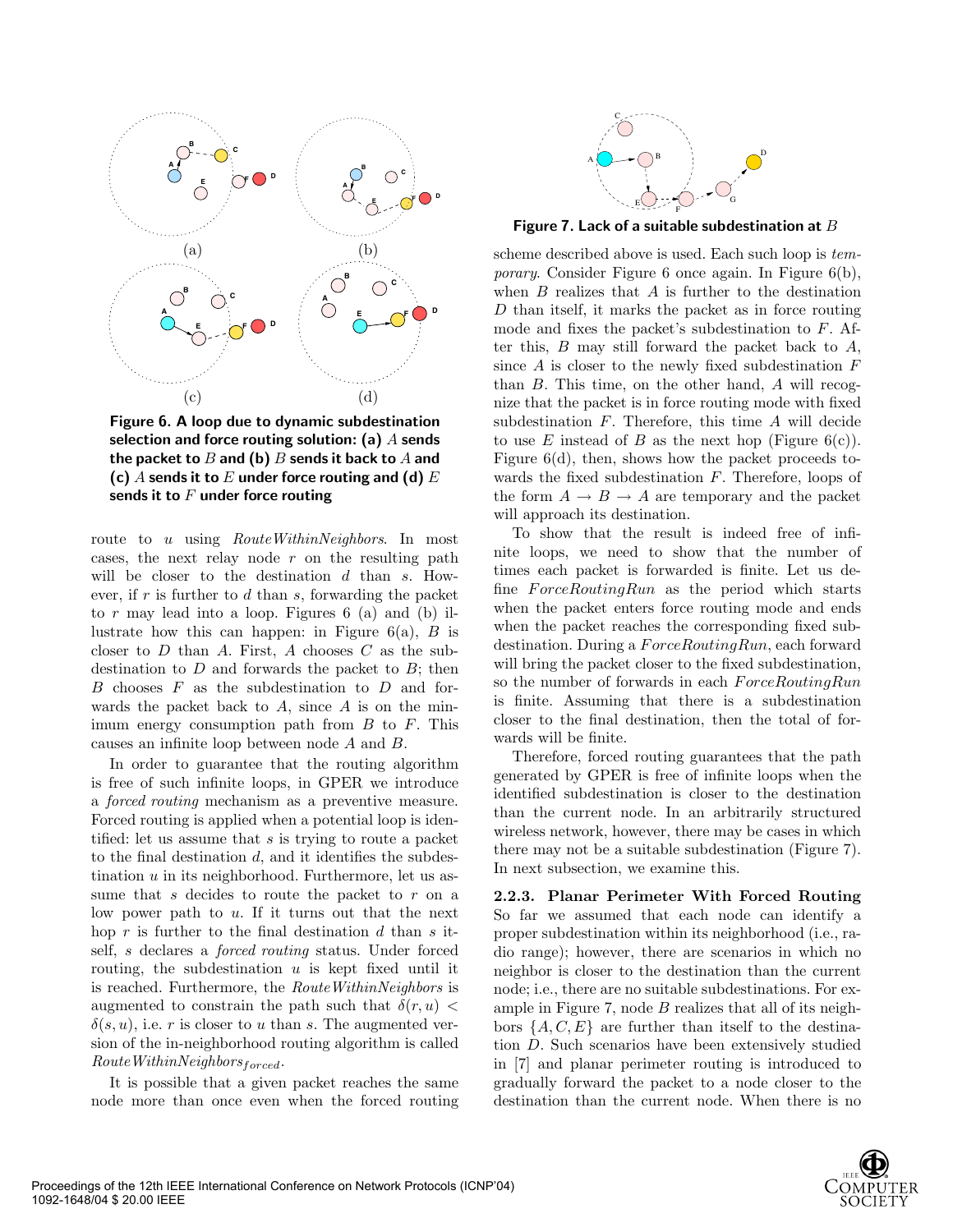Figure 6. A loop due to dynamic subdestination selection and force routing solution: (a) $A$ sends the packet to $B$ and (b) $B$ sends it back to $A$ and (c) $A$ sends it to $E$ under force routing and (d) $E$ sends it to $F$ under force routing

route to $u$ using *RouteWithinNeighbors*. In most cases, the next relay node $r$ on the resulting path will be closer to the destination $d$ than $s$. However, if $r$ is further to $d$ than $s$, forwarding the packet to $r$ may lead into a loop. Figures 6 (a) and (b) illustrate how this can happen: in Figure 6(a), $B$ is closer to $D$ than $A$. First, $A$ chooses $C$ as the subdestination to $D$ and forwards the packet to $B$; then $B$ chooses $F$ as the subdestination to $D$ and forwards the packet back to $A$, since $A$ is on the minimum energy consumption path from $B$ to $F$. This causes an infinite loop between node $A$ and $B$.

In order to guarantee that the routing algorithm is free of such infinite loops, in GPER we introduce a *forced routing* mechanism as a preventive measure. Forced routing is applied when a potential loop is identified: let us assume that $s$ is trying to route a packet to the final destination $d$, and it identifies the subdestination $u$ in its neighborhood. Furthermore, let us assume that $s$ decides to route the packet to $r$ on a low power path to $u$. If it turns out that the next hop $r$ is further to the final destination $d$ than $s$ itself, $s$ declares a *forced routing* status. Under forced routing, the subdestination $u$ is kept fixed until it is reached. Furthermore, the *RouteWithinNeighbors* is augmented to constrain the path such that $\delta(r, u) < \delta(s, u)$, i.e. $r$ is closer to $u$ than $s$. The augmented version of the in-neighborhood routing algorithm is called $RouteWithinNeighbors_{forced}$.

It is possible that a given packet reaches the same node more than once even when the forced routing scheme described above is used. Each such loop is *temporary*. Consider Figure 6 once again. In Figure 6(b), when $B$ realizes that $A$ is further to the destination $D$ than itself, it marks the packet as in force routing mode and fixes the packet's subdestination to $F$. After this, $B$ may still forward the packet back to $A$, since $A$ is closer to the newly fixed subdestination $F$ than $B$. This time, on the other hand, $A$ will recognize that the packet is in force routing mode with fixed subdestination $F$. Therefore, this time $A$ will decide to use $E$ instead of $B$ as the next hop (Figure 6(c)). Figure 6(d), then, shows how the packet proceeds towards the fixed subdestination $F$. Therefore, loops of the form $A \rightarrow B \rightarrow A$ are temporary and the packet will approach its destination.

To show that the result is indeed free of infinite loops, we need to show that the number of times each packet is forwarded is finite. Let us define *ForceRoutingRun* as the period which starts when the packet enters force routing mode and ends when the packet reaches the corresponding fixed subdestination. During a *ForceRoutingRun*, each forward will bring the packet closer to the fixed subdestination, so the number of forwards in each *ForceRoutingRun* is finite. Assuming that there is a subdestination closer to the final destination, then the total of forwards will be finite.

Therefore, forced routing guarantees that the path generated by GPER is free of infinite loops when the identified subdestination is closer to the destination than the current node. In an arbitrarily structured wireless network, however, there may be cases in which there may not be a suitable subdestination (Figure 7). In next subsection, we examine this.

Figure 7. Lack of a suitable subdestination at $B$

#### 2.2.3. Planar Perimeter With Forced Routing

So far we assumed that each node can identify a proper subdestination within its neighborhood (i.e., radio range); however, there are scenarios in which no neighbor is closer to the destination than the current node; i.e., there are no suitable subdestinations. For example in Figure 7, node $B$ realizes that all of its neighbors $\{A, C, E\}$ are further than itself to the destination $D$. Such scenarios have been extensively studied in [7] and planar perimeter routing is introduced to gradually forward the packet to a node closer to the destination than the current node. When there is no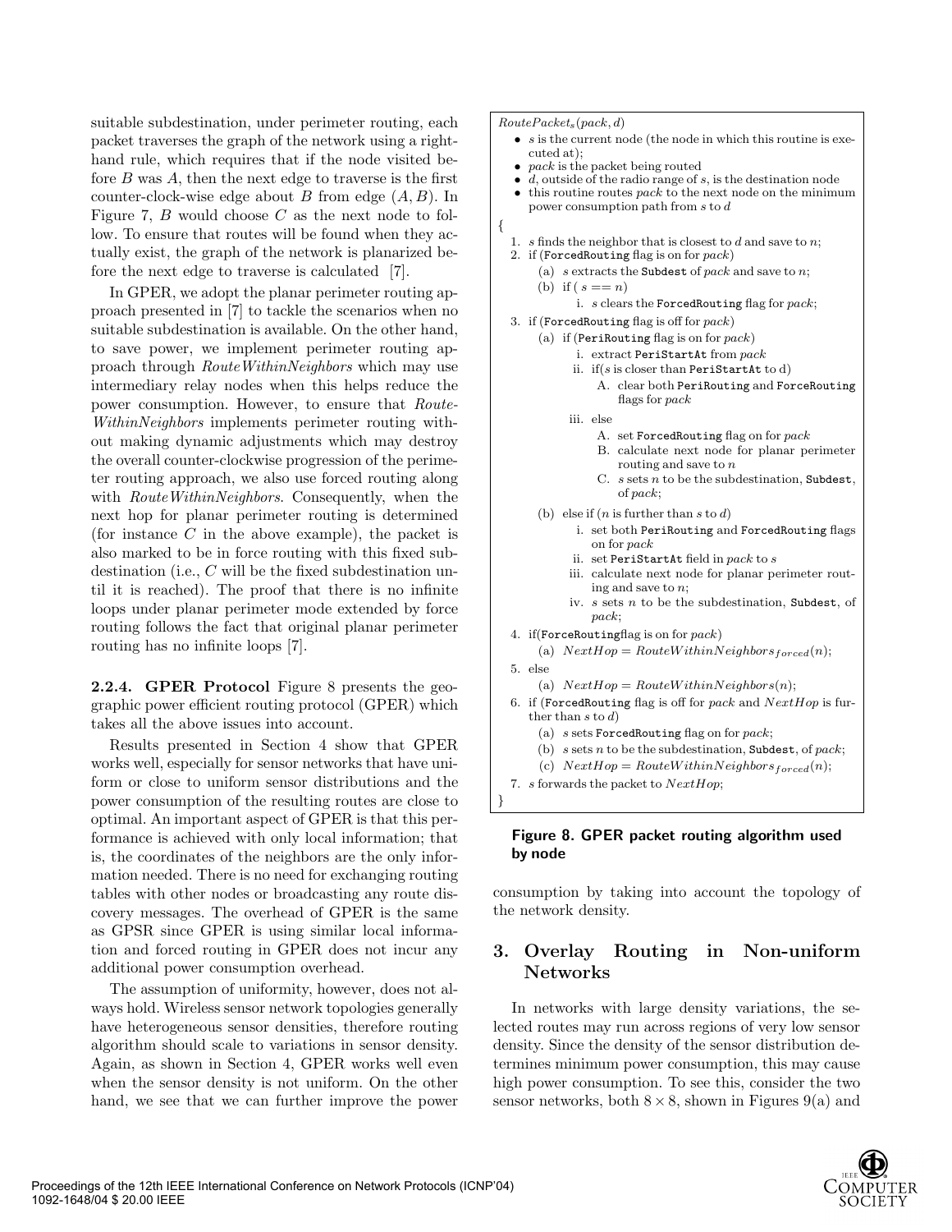suitable subdestination, under perimeter routing, each packet traverses the graph of the network using a right-hand rule, which requires that if the node visited before $B$ was $A$, then the next edge to traverse is the first counter-clock-wise edge about $B$ from edge $(A, B)$. In Figure 7, $B$ would choose $C$ as the next node to follow. To ensure that routes will be found when they actually exist, the graph of the network is planarized before the next edge to traverse is calculated [7].

In GPER, we adopt the planar perimeter routing approach presented in [7] to tackle the scenarios when no suitable subdestination is available. On the other hand, to save power, we implement perimeter routing approach through *RouteWithinNeighbors* which may use intermediary relay nodes when this helps reduce the power consumption. However, to ensure that *RouteWithinNeighbors* implements perimeter routing without making dynamic adjustments which may destroy the overall counter-clockwise progression of the perimeter routing approach, we also use forced routing along with *RouteWithinNeighbors*. Consequently, when the next hop for planar perimeter routing is determined (for instance $C$ in the above example), the packet is also marked to be in force routing with this fixed subdestination (i.e., $C$ will be the fixed subdestination until it is reached). The proof that there is no infinite loops under planar perimeter mode extended by force routing follows the fact that original planar perimeter routing has no infinite loops [7].

**2.2.4. GPER Protocol** Figure 8 presents the geographic power efficient routing protocol (GPER) which takes all the above issues into account.

Results presented in Section 4 show that GPER works well, especially for sensor networks that have uniform or close to uniform sensor distributions and the power consumption of the resulting routes are close to optimal. An important aspect of GPER is that this performance is achieved with only local information; that is, the coordinates of the neighbors are the only information needed. There is no need for exchanging routing tables with other nodes or broadcasting any route discovery messages. The overhead of GPER is the same as GPSR since GPER is using similar local information and forced routing in GPER does not incur any additional power consumption overhead.

The assumption of uniformity, however, does not always hold. Wireless sensor network topologies generally have heterogeneous sensor densities, therefore routing algorithm should scale to variations in sensor density. Again, as shown in Section 4, GPER works well even when the sensor density is not uniform. On the other hand, we see that we can further improve the power consumption by taking into account the topology of the network density.

$RoutePacket_s(pack, d)$

- $s$ is the current node (the node in which this routine is executed at);
- $pack$ is the packet being routed
- $d$, outside of the radio range of $s$, is the destination node
- this routine routes $pack$ to the next node on the minimum power consumption path from $s$ to $d$

{

1. $s$ finds the neighbor that is closest to $d$ and save to $n$;
2. if (`ForcedRouting` flag is on for $pack$)
   - (a) $s$ extracts the `Subdest` of $pack$ and save to $n$;
   - (b) if ( $s == n$)
     - i. $s$ clears the `ForcedRouting` flag for $pack$;
3. if (`ForcedRouting` flag is off for $pack$)
   - (a) if (`PeriRouting` flag is on for $pack$)
     - i. extract `PeriStartAt` from $pack$
     - ii. if($s$ is closer than `PeriStartAt` to d)
       - A. clear both `PeriRouting` and `ForceRouting` flags for $pack$
     - iii. else
       - A. set `ForcedRouting` flag on for $pack$
       - B. calculate next node for planar perimeter routing and save to $n$
       - C. $s$ sets $n$ to be the subdestination, `Subdest`, of $pack$;
   - (b) else if ($n$ is further than $s$ to $d$)
     - i. set both `PeriRouting` and `ForcedRouting` flags on for $pack$
     - ii. set `PeriStartAt` field in $pack$ to $s$
     - iii. calculate next node for planar perimeter routing and save to $n$;
     - iv. $s$ sets $n$ to be the subdestination, `Subdest`, of $pack$;
4. if(`ForceRouting`flag is on for $pack$)
   - (a) $NextHop = RouteWithinNeighbors_{forced}(n)$;
5. else
   - (a) $NextHop = RouteWithinNeighbors(n)$;
6. if (`ForcedRouting` flag is off for $pack$ and $NextHop$ is further than $s$ to $d$)
   - (a) $s$ sets `ForcedRouting` flag on for $pack$;
   - (b) $s$ sets $n$ to be the subdestination, `Subdest`, of $pack$;
   - (c) $NextHop = RouteWithinNeighbors_{forced}(n)$;
7. $s$ forwards the packet to $NextHop$;

}

**Figure 8. GPER packet routing algorithm used by node**

## 3. Overlay Routing in Non-uniform Networks

In networks with large density variations, the selected routes may run across regions of very low sensor density. Since the density of the sensor distribution determines minimum power consumption, this may cause high power consumption. To see this, consider the two sensor networks, both $8 \times 8$, shown in Figures 9(a) and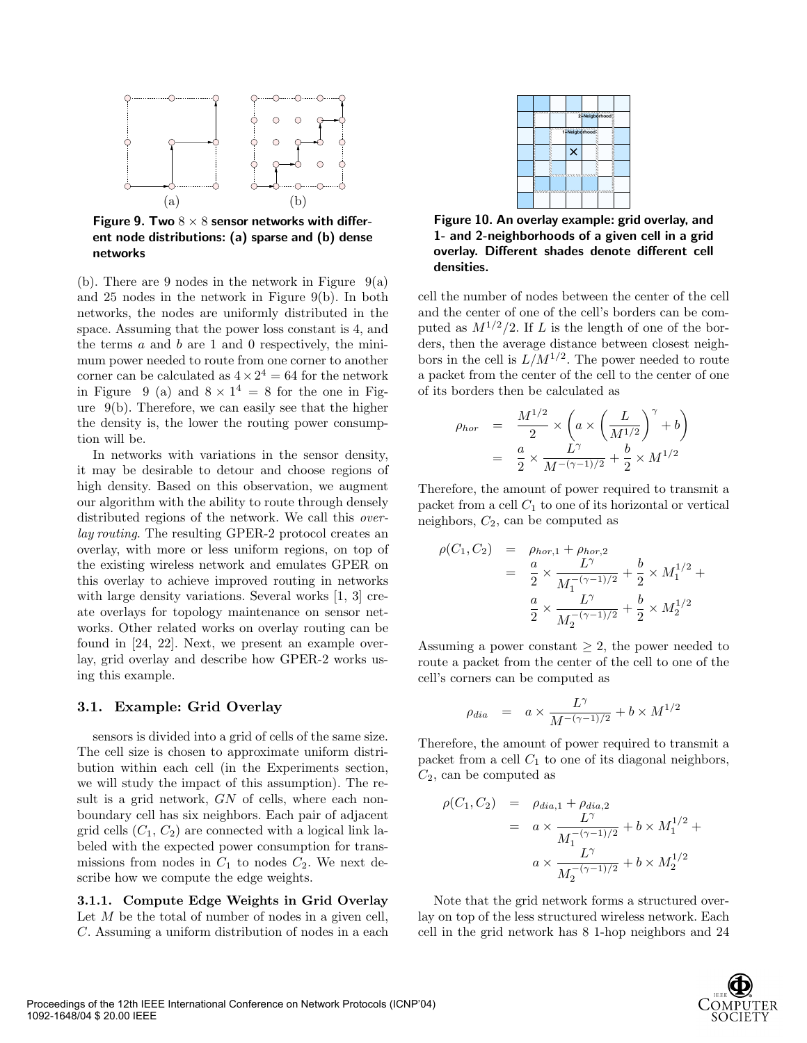Figure 9. Two $8 \times 8$ sensor networks with different node distributions: (a) sparse and (b) dense networks

(b). There are 9 nodes in the network in Figure 9(a) and 25 nodes in the network in Figure 9(b). In both networks, the nodes are uniformly distributed in the space. Assuming that the power loss constant is 4, and the terms $a$ and $b$ are 1 and 0 respectively, the minimum power needed to route from one corner to another corner can be calculated as $4 \times 2^4 = 64$ for the network in Figure 9 (a) and $8 \times 1^4 = 8$ for the one in Figure 9(b). Therefore, we can easily see that the higher the density is, the lower the routing power consumption will be.

In networks with variations in the sensor density, it may be desirable to detour and choose regions of high density. Based on this observation, we augment our algorithm with the ability to route through densely distributed regions of the network. We call this *overlay routing*. The resulting GPER-2 protocol creates an overlay, with more or less uniform regions, on top of the existing wireless network and emulates GPER on this overlay to achieve improved routing in networks with large density variations. Several works [1, 3] create overlays for topology maintenance on sensor networks. Other related works on overlay routing can be found in [24, 22]. Next, we present an example overlay, grid overlay and describe how GPER-2 works using this example.

### 3.1. Example: Grid Overlay

sensors is divided into a grid of cells of the same size. The cell size is chosen to approximate uniform distribution within each cell (in the Experiments section, we will study the impact of this assumption). The result is a grid network, $GN$ of cells, where each non-boundary cell has six neighbors. Each pair of adjacent grid cells ($C_1$, $C_2$) are connected with a logical link labeled with the expected power consumption for transmissions from nodes in $C_1$ to nodes $C_2$. We next describe how we compute the edge weights.

#### 3.1.1. Compute Edge Weights in Grid Overlay

Let $M$ be the total of number of nodes in a given cell, $C$. Assuming a uniform distribution of nodes in a each

Figure 10. An overlay example: grid overlay, and 1- and 2-neighborhoods of a given cell in a grid overlay. Different shades denote different cell densities.

cell the number of nodes between the center of the cell and the center of one of the cell's borders can be computed as $M^{1/2}/2$. If $L$ is the length of one of the borders, then the average distance between closest neighbors in the cell is $L/M^{1/2}$. The power needed to route a packet from the center of the cell to the center of one of its borders then be calculated as

$$\begin{aligned}\rho_{hor} &= \frac{M^{1/2}}{2} \times \left( a \times \left( \frac{L}{M^{1/2}} \right)^{\gamma} + b \right) \\ &= \frac{a}{2} \times \frac{L^{\gamma}}{M^{-(\gamma-1)/2}} + \frac{b}{2} \times M^{1/2}\end{aligned}$$

Therefore, the amount of power required to transmit a packet from a cell $C_1$ to one of its horizontal or vertical neighbors, $C_2$, can be computed as

$$\begin{aligned}\rho(C_1, C_2) &= \rho_{hor,1} + \rho_{hor,2} \\ &= \frac{a}{2} \times \frac{L^{\gamma}}{M_1^{-(\gamma-1)/2}} + \frac{b}{2} \times M_1^{1/2} + \\ &\quad \frac{a}{2} \times \frac{L^{\gamma}}{M_2^{-(\gamma-1)/2}} + \frac{b}{2} \times M_2^{1/2}\end{aligned}$$

Assuming a power constant $\geq 2$, the power needed to route a packet from the center of the cell to one of the cell's corners can be computed as

$$\rho_{dia} = a \times \frac{L^{\gamma}}{M^{-(\gamma-1)/2}} + b \times M^{1/2}$$

Therefore, the amount of power required to transmit a packet from a cell $C_1$ to one of its diagonal neighbors, $C_2$, can be computed as

$$\begin{aligned}\rho(C_1, C_2) &= \rho_{dia,1} + \rho_{dia,2} \\ &= a \times \frac{L^{\gamma}}{M_1^{-(\gamma-1)/2}} + b \times M_1^{1/2} + \\ &\quad a \times \frac{L^{\gamma}}{M_2^{-(\gamma-1)/2}} + b \times M_2^{1/2}\end{aligned}$$

Note that the grid network forms a structured overlay on top of the less structured wireless network. Each cell in the grid network has 8 1-hop neighbors and 24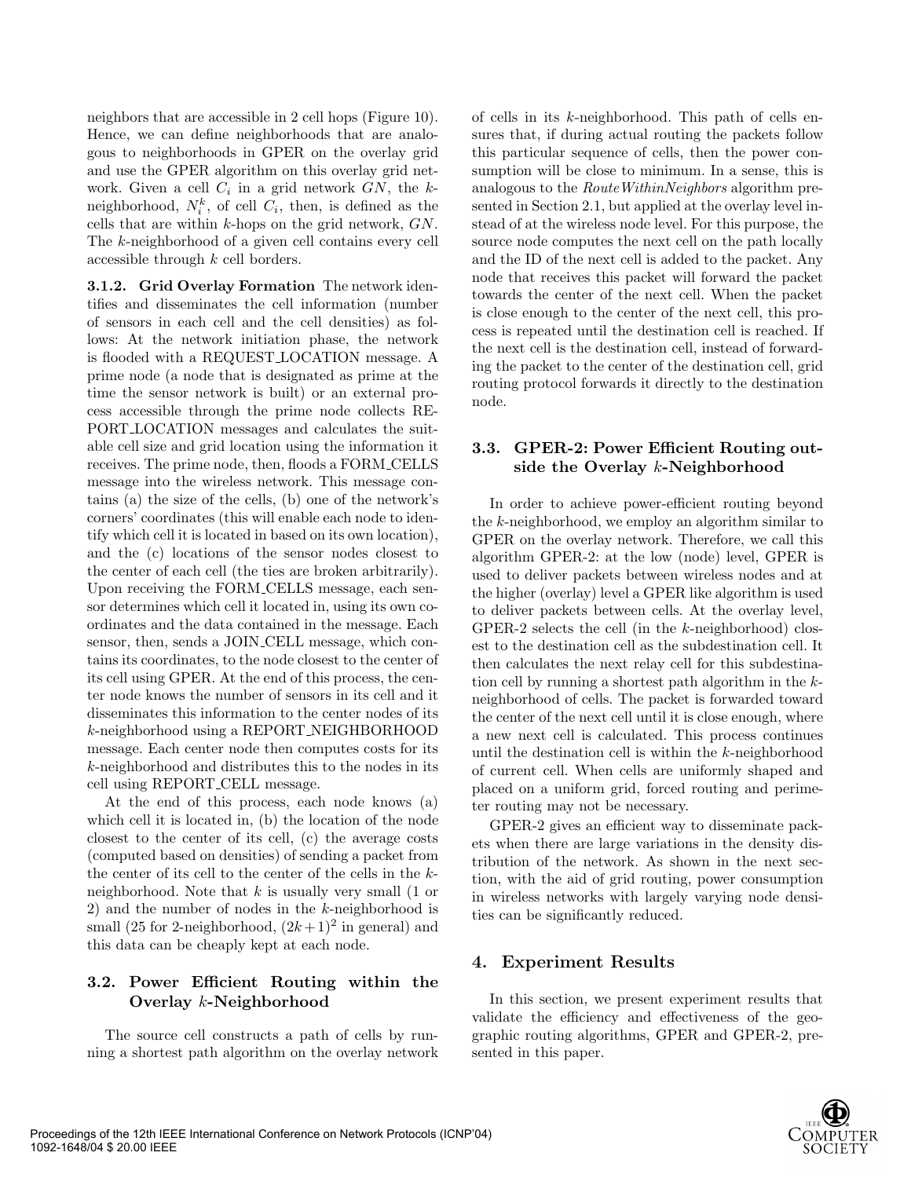neighbors that are accessible in 2 cell hops (Figure 10). Hence, we can define neighborhoods that are analogous to neighborhoods in GPER on the overlay grid and use the GPER algorithm on this overlay grid network. Given a cell $C_i$ in a grid network $GN$, the $k$-neighborhood, $N_i^k$, of cell $C_i$, then, is defined as the cells that are within $k$-hops on the grid network, $GN$. The $k$-neighborhood of a given cell contains every cell accessible through $k$ cell borders.

**3.1.2. Grid Overlay Formation** The network identifies and disseminates the cell information (number of sensors in each cell and the cell densities) as follows: At the network initiation phase, the network is flooded with a REQUEST_LOCATION message. A prime node (a node that is designated as prime at the time the sensor network is built) or an external process accessible through the prime node collects REPORT_LOCATION messages and calculates the suitable cell size and grid location using the information it receives. The prime node, then, floods a FORM_CELLS message into the wireless network. This message contains (a) the size of the cells, (b) one of the network's corners' coordinates (this will enable each node to identify which cell it is located in based on its own location), and the (c) locations of the sensor nodes closest to the center of each cell (the ties are broken arbitrarily). Upon receiving the FORM_CELLS message, each sensor determines which cell it located in, using its own coordinates and the data contained in the message. Each sensor, then, sends a JOIN_CELL message, which contains its coordinates, to the node closest to the center of its cell using GPER. At the end of this process, the center node knows the number of sensors in its cell and it disseminates this information to the center nodes of its $k$-neighborhood using a REPORT_NEIGHBORHOOD message. Each center node then computes costs for its $k$-neighborhood and distributes this to the nodes in its cell using REPORT_CELL message.

At the end of this process, each node knows (a) which cell it is located in, (b) the location of the node closest to the center of its cell, (c) the average costs (computed based on densities) of sending a packet from the center of its cell to the center of the cells in the $k$-neighborhood. Note that $k$ is usually very small (1 or 2) and the number of nodes in the $k$-neighborhood is small (25 for 2-neighborhood, $(2k+1)^2$ in general) and this data can be cheaply kept at each node.

### 3.2. Power Efficient Routing within the Overlay $k$-Neighborhood

The source cell constructs a path of cells by running a shortest path algorithm on the overlay network of cells in its $k$-neighborhood. This path of cells ensures that, if during actual routing the packets follow this particular sequence of cells, then the power consumption will be close to minimum. In a sense, this is analogous to the *RouteWithinNeighbors* algorithm presented in Section 2.1, but applied at the overlay level instead of at the wireless node level. For this purpose, the source node computes the next cell on the path locally and the ID of the next cell is added to the packet. Any node that receives this packet will forward the packet towards the center of the next cell. When the packet is close enough to the center of the next cell, this process is repeated until the destination cell is reached. If the next cell is the destination cell, instead of forwarding the packet to the center of the destination cell, grid routing protocol forwards it directly to the destination node.

### 3.3. GPER-2: Power Efficient Routing outside the Overlay $k$-Neighborhood

In order to achieve power-efficient routing beyond the $k$-neighborhood, we employ an algorithm similar to GPER on the overlay network. Therefore, we call this algorithm GPER-2: at the low (node) level, GPER is used to deliver packets between wireless nodes and at the higher (overlay) level a GPER like algorithm is used to deliver packets between cells. At the overlay level, GPER-2 selects the cell (in the $k$-neighborhood) closest to the destination cell as the subdestination cell. It then calculates the next relay cell for this subdestination cell by running a shortest path algorithm in the $k$-neighborhood of cells. The packet is forwarded toward the center of the next cell until it is close enough, where a new next cell is calculated. This process continues until the destination cell is within the $k$-neighborhood of current cell. When cells are uniformly shaped and placed on a uniform grid, forced routing and perimeter routing may not be necessary.

GPER-2 gives an efficient way to disseminate packets when there are large variations in the density distribution of the network. As shown in the next section, with the aid of grid routing, power consumption in wireless networks with largely varying node densities can be significantly reduced.

## 4. Experiment Results

In this section, we present experiment results that validate the efficiency and effectiveness of the geographic routing algorithms, GPER and GPER-2, presented in this paper.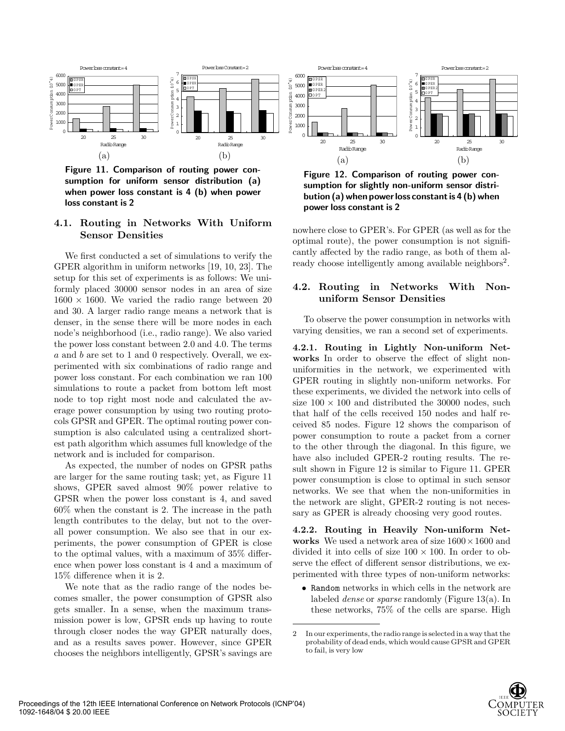(a) (b)

Figure 11. Comparison of routing power consumption for uniform sensor distribution (a) when power loss constant is 4 (b) when power loss constant is 2

### 4.1. Routing in Networks With Uniform Sensor Densities

We first conducted a set of simulations to verify the GPER algorithm in uniform networks [19, 10, 23]. The setup for this set of experiments is as follows: We uniformly placed 30000 sensor nodes in an area of size $1600 \times 1600$. We varied the radio range between 20 and 30. A larger radio range means a network that is denser, in the sense there will be more nodes in each node's neighborhood (i.e., radio range). We also varied the power loss constant between 2.0 and 4.0. The terms $a$ and $b$ are set to 1 and 0 respectively. Overall, we experimented with six combinations of radio range and power loss constant. For each combination we ran 100 simulations to route a packet from bottom left most node to top right most node and calculated the average power consumption by using two routing protocols GPSR and GPER. The optimal routing power consumption is also calculated using a centralized shortest path algorithm which assumes full knowledge of the network and is included for comparison.

As expected, the number of nodes on GPSR paths are larger for the same routing task; yet, as Figure 11 shows, GPER saved almost 90% power relative to GPSR when the power loss constant is 4, and saved 60% when the constant is 2. The increase in the path length contributes to the delay, but not to the overall power consumption. We also see that in our experiments, the power consumption of GPER is close to the optimal values, with a maximum of 35% difference when power loss constant is 4 and a maximum of 15% difference when it is 2.

We note that as the radio range of the nodes becomes smaller, the power consumption of GPSR also gets smaller. In a sense, when the maximum transmission power is low, GPSR ends up having to route through closer nodes the way GPER naturally does, and as a results saves power. However, since GPER chooses the neighbors intelligently, GPSR's savings are nowhere close to GPER's. For GPER (as well as for the optimal route), the power consumption is not significantly affected by the radio range, as both of them already choose intelligently among available neighbors[2].

(a) (b)

Figure 12. Comparison of routing power consumption for slightly non-uniform sensor distribution (a) when power loss constant is 4 (b) when power loss constant is 2

### 4.2. Routing in Networks With Non-uniform Sensor Densities

To observe the power consumption in networks with varying densities, we ran a second set of experiments.

**4.2.1. Routing in Lightly Non-uniform Networks** In order to observe the effect of slight non-uniformities in the network, we experimented with GPER routing in slightly non-uniform networks. For these experiments, we divided the network into cells of size $100 \times 100$ and distributed the 30000 nodes, such that half of the cells received 150 nodes and half received 85 nodes. Figure 12 shows the comparison of power consumption to route a packet from a corner to the other through the diagonal. In this figure, we have also included GPER-2 routing results. The result shown in Figure 12 is similar to Figure 11. GPER power consumption is close to optimal in such sensor networks. We see that when the non-uniformities in the network are slight, GPER-2 routing is not necessary as GPER is already choosing very good routes.

**4.2.2. Routing in Heavily Non-uniform Networks** We used a network area of size $1600 \times 1600$ and divided it into cells of size $100 \times 100$. In order to observe the effect of different sensor distributions, we experimented with three types of non-uniform networks:

- `Random` networks in which cells in the network are labeled *dense* or *sparse* randomly (Figure 13(a). In these networks, 75% of the cells are sparse. High

---

2 In our experiments, the radio range is selected in a way that the probability of dead ends, which would cause GPSR and GPER to fail, is very low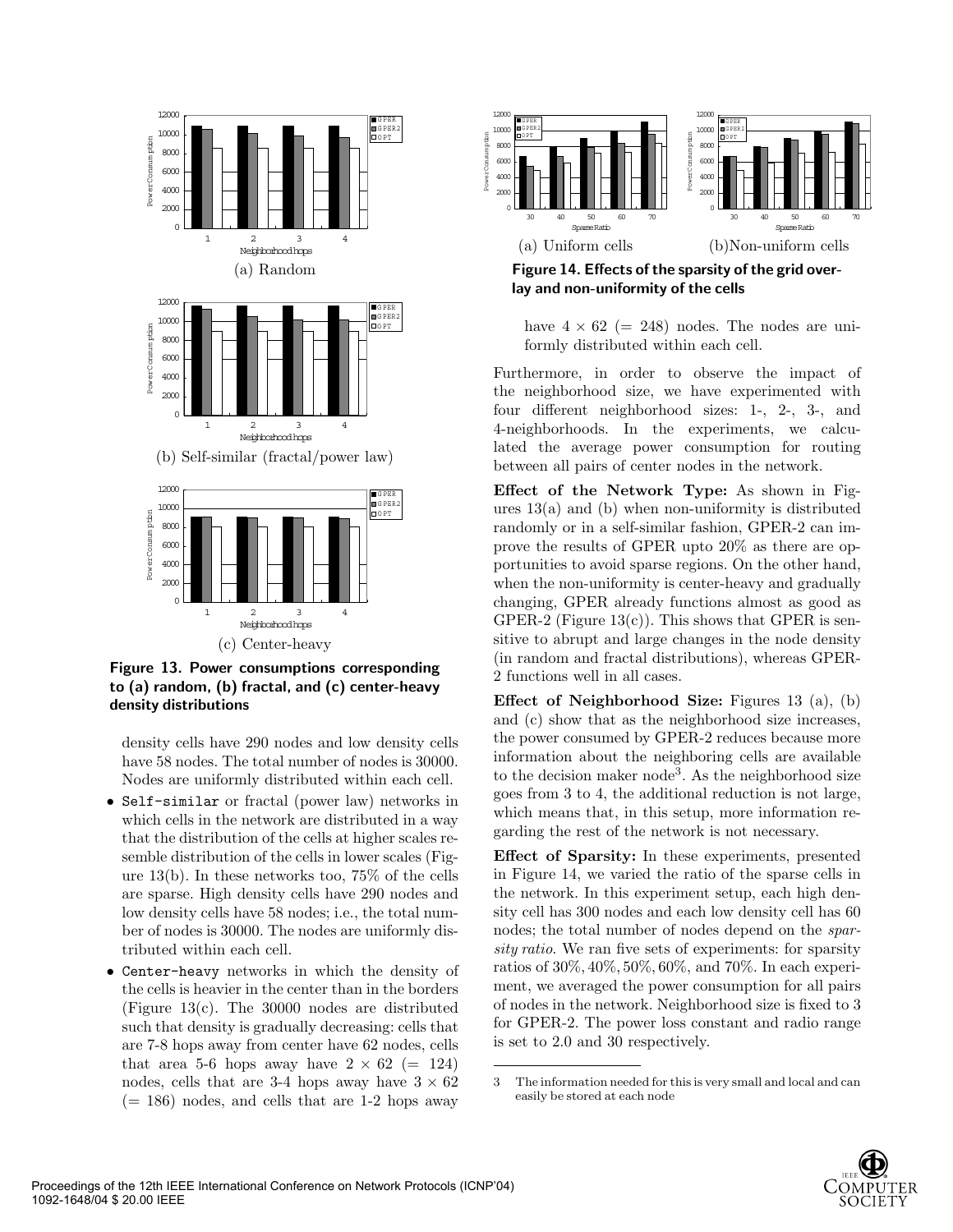(a) Random

(b) Self-similar (fractal/power law)

(c) Center-heavy

**Figure 13. Power consumptions corresponding to (a) random, (b) fractal, and (c) center-heavy density distributions**

density cells have 290 nodes and low density cells have 58 nodes. The total number of nodes is 30000. Nodes are uniformly distributed within each cell.

- `Self-similar` or fractal (power law) networks in which cells in the network are distributed in a way that the distribution of the cells at higher scales resemble distribution of the cells in lower scales (Figure 13(b). In these networks too, 75% of the cells are sparse. High density cells have 290 nodes and low density cells have 58 nodes; i.e., the total number of nodes is 30000. The nodes are uniformly distributed within each cell.
- `Center-heavy` networks in which the density of the cells is heavier in the center than in the borders (Figure 13(c). The 30000 nodes are distributed such that density is gradually decreasing: cells that are 7-8 hops away from center have 62 nodes, cells that area 5-6 hops away have $2 \times 62$ (= 124) nodes, cells that are 3-4 hops away have $3 \times 62$ (= 186) nodes, and cells that are 1-2 hops away have $4 \times 62$ (= 248) nodes. The nodes are uniformly distributed within each cell.

(a) Uniform cells (b)Non-uniform cells

**Figure 14. Effects of the sparsity of the grid overlay and non-uniformity of the cells**

Furthermore, in order to observe the impact of the neighborhood size, we have experimented with four different neighborhood sizes: 1-, 2-, 3-, and 4-neighborhoods. In the experiments, we calculated the average power consumption for routing between all pairs of center nodes in the network.

**Effect of the Network Type:** As shown in Figures 13(a) and (b) when non-uniformity is distributed randomly or in a self-similar fashion, GPER-2 can improve the results of GPER upto 20% as there are opportunities to avoid sparse regions. On the other hand, when the non-uniformity is center-heavy and gradually changing, GPER already functions almost as good as GPER-2 (Figure 13(c)). This shows that GPER is sensitive to abrupt and large changes in the node density (in random and fractal distributions), whereas GPER-2 functions well in all cases.

**Effect of Neighborhood Size:** Figures 13 (a), (b) and (c) show that as the neighborhood size increases, the power consumed by GPER-2 reduces because more information about the neighboring cells are available to the decision maker node[3]. As the neighborhood size goes from 3 to 4, the additional reduction is not large, which means that, in this setup, more information regarding the rest of the network is not necessary.

**Effect of Sparsity:** In these experiments, presented in Figure 14, we varied the ratio of the sparse cells in the network. In this experiment setup, each high density cell has 300 nodes and each low density cell has 60 nodes; the total number of nodes depend on the *sparsity ratio*. We ran five sets of experiments: for sparsity ratios of $30\%, 40\%, 50\%, 60\%$, and $70\%$. In each experiment, we averaged the power consumption for all pairs of nodes in the network. Neighborhood size is fixed to 3 for GPER-2. The power loss constant and radio range is set to 2.0 and 30 respectively.

3 The information needed for this is very small and local and can easily be stored at each node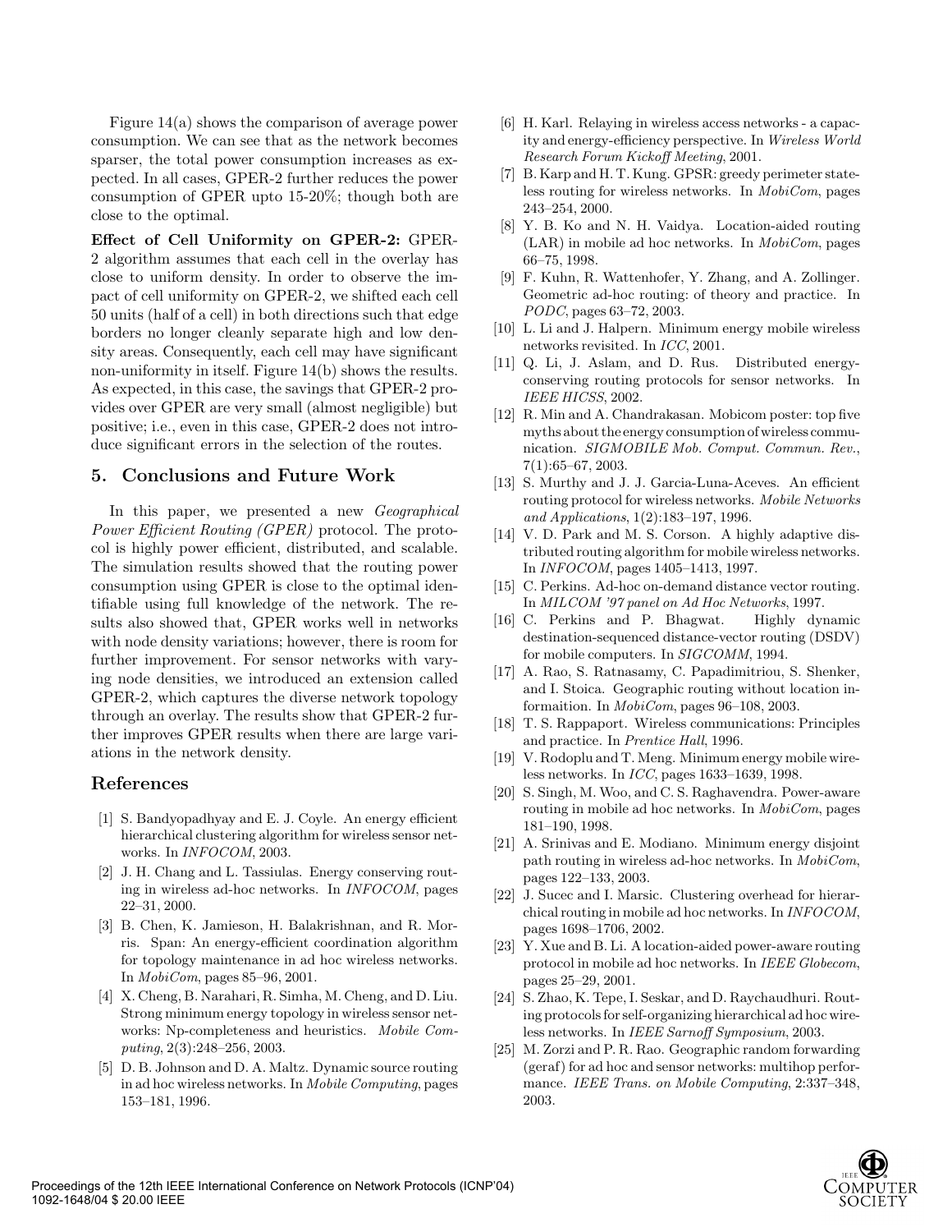Figure 14(a) shows the comparison of average power consumption. We can see that as the network becomes sparser, the total power consumption increases as expected. In all cases, GPER-2 further reduces the power consumption of GPER upto 15-20%; though both are close to the optimal.

**Effect of Cell Uniformity on GPER-2:** GPER-2 algorithm assumes that each cell in the overlay has close to uniform density. In order to observe the impact of cell uniformity on GPER-2, we shifted each cell 50 units (half of a cell) in both directions such that edge borders no longer cleanly separate high and low density areas. Consequently, each cell may have significant non-uniformity in itself. Figure 14(b) shows the results. As expected, in this case, the savings that GPER-2 provides over GPER are very small (almost negligible) but positive; i.e., even in this case, GPER-2 does not introduce significant errors in the selection of the routes.

## 5. Conclusions and Future Work

In this paper, we presented a new *Geographical Power Efficient Routing (GPER)* protocol. The protocol is highly power efficient, distributed, and scalable. The simulation results showed that the routing power consumption using GPER is close to the optimal identifiable using full knowledge of the network. The results also showed that, GPER works well in networks with node density variations; however, there is room for further improvement. For sensor networks with varying node densities, we introduced an extension called GPER-2, which captures the diverse network topology through an overlay. The results show that GPER-2 further improves GPER results when there are large variations in the network density.

## References

[1] S. Bandyopadhyay and E. J. Coyle. An energy efficient hierarchical clustering algorithm for wireless sensor networks. In *INFOCOM*, 2003.

[2] J. H. Chang and L. Tassiulas. Energy conserving routing in wireless ad-hoc networks. In *INFOCOM*, pages 22–31, 2000.

[3] B. Chen, K. Jamieson, H. Balakrishnan, and R. Morris. Span: An energy-efficient coordination algorithm for topology maintenance in ad hoc wireless networks. In *MobiCom*, pages 85–96, 2001.

[4] X. Cheng, B. Narahari, R. Simha, M. Cheng, and D. Liu. Strong minimum energy topology in wireless sensor networks: Np-completeness and heuristics. *Mobile Computing*, 2(3):248–256, 2003.

[5] D. B. Johnson and D. A. Maltz. Dynamic source routing in ad hoc wireless networks. In *Mobile Computing*, pages 153–181, 1996.

[6] H. Karl. Relaying in wireless access networks - a capacity and energy-efficiency perspective. In *Wireless World Research Forum Kickoff Meeting*, 2001.

[7] B. Karp and H. T. Kung. GPSR: greedy perimeter stateless routing for wireless networks. In *MobiCom*, pages 243–254, 2000.

[8] Y. B. Ko and N. H. Vaidya. Location-aided routing (LAR) in mobile ad hoc networks. In *MobiCom*, pages 66–75, 1998.

[9] F. Kuhn, R. Wattenhofer, Y. Zhang, and A. Zollinger. Geometric ad-hoc routing: of theory and practice. In *PODC*, pages 63–72, 2003.

[10] L. Li and J. Halpern. Minimum energy mobile wireless networks revisited. In *ICC*, 2001.

[11] Q. Li, J. Aslam, and D. Rus. Distributed energy-conserving routing protocols for sensor networks. In *IEEE HICSS*, 2002.

[12] R. Min and A. Chandrakasan. Mobicom poster: top five myths about the energy consumption of wireless communication. *SIGMOBILE Mob. Comput. Commun. Rev.*, 7(1):65–67, 2003.

[13] S. Murthy and J. J. Garcia-Luna-Aceves. An efficient routing protocol for wireless networks. *Mobile Networks and Applications*, 1(2):183–197, 1996.

[14] V. D. Park and M. S. Corson. A highly adaptive distributed routing algorithm for mobile wireless networks. In *INFOCOM*, pages 1405–1413, 1997.

[15] C. Perkins. Ad-hoc on-demand distance vector routing. In *MILCOM '97 panel on Ad Hoc Networks*, 1997.

[16] C. Perkins and P. Bhagwat. Highly dynamic destination-sequenced distance-vector routing (DSDV) for mobile computers. In *SIGCOMM*, 1994.

[17] A. Rao, S. Ratnasamy, C. Papadimitriou, S. Shenker, and I. Stoica. Geographic routing without location informaition. In *MobiCom*, pages 96–108, 2003.

[18] T. S. Rappaport. Wireless communications: Principles and practice. In *Prentice Hall*, 1996.

[19] V. Rodoplu and T. Meng. Minimum energy mobile wireless networks. In *ICC*, pages 1633–1639, 1998.

[20] S. Singh, M. Woo, and C. S. Raghavendra. Power-aware routing in mobile ad hoc networks. In *MobiCom*, pages 181–190, 1998.

[21] A. Srinivas and E. Modiano. Minimum energy disjoint path routing in wireless ad-hoc networks. In *MobiCom*, pages 122–133, 2003.

[22] J. Sucec and I. Marsic. Clustering overhead for hierarchical routing in mobile ad hoc networks. In *INFOCOM*, pages 1698–1706, 2002.

[23] Y. Xue and B. Li. A location-aided power-aware routing protocol in mobile ad hoc networks. In *IEEE Globecom*, pages 25–29, 2001.

[24] S. Zhao, K. Tepe, I. Seskar, and D. Raychaudhuri. Routing protocols for self-organizing hierarchical ad hoc wireless networks. In *IEEE Sarnoff Symposium*, 2003.

[25] M. Zorzi and P. R. Rao. Geographic random forwarding (geraf) for ad hoc and sensor networks: multihop performance. *IEEE Trans. on Mobile Computing*, 2:337–348, 2003.